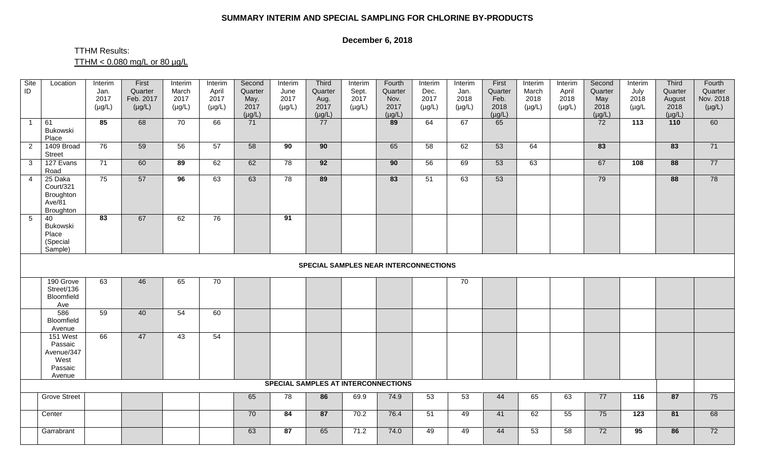# SUMMARY INTERIM AND SPECIAL SAMPLING FOR CHLORINE BY-PRODUCTS

**December 6, 2018**

TTHM Results:
TTHM < 0.080 mg/L or 80 µg/L

| Site ID | Location | Interim Jan. 2017 (µg/L) | First Quarter Feb. 2017 (µg/L) | Interim March 2017 (µg/L) | Interim April 2017 (µg/L) | Second Quarter May. 2017 (µg/L) | Interim June 2017 (µg/L) | Third Quarter Aug. 2017 (µg/L) | Interim Sept. 2017 (µg/L) | Fourth Quarter Nov. 2017 (µg/L) | Interim Dec. 2017 (µg/L) | Interim Jan. 2018 (µg/L) | First Quarter Feb. 2018 (µg/L) | Interim March 2018 (µg/L) | Interim April 2018 (µg/L) | Second Quarter May 2018 (µg/L) | Interim July 2018 (µg/L | Third Quarter August 2018 (µg/L) | Fourth Quarter Nov. 2018 (µg/L) |
|---|---|---|---|---|---|---|---|---|---|---|---|---|---|---|---|---|---|---|---|
| 1 | 61 Bukowski Place | **85** | 68 | 70 | 66 | 71 | | 77 | | **89** | 64 | 67 | 65 | | | 72 | **113** | **110** | 60 |
| 2 | 1409 Broad Street | 76 | 59 | 56 | 57 | 58 | **90** | **90** | | 65 | 58 | 62 | 53 | 64 | | **83** | | **83** | 71 |
| 3 | 127 Evans Road | 71 | 60 | **89** | 62 | 62 | 78 | **92** | | **90** | 56 | 69 | 53 | 63 | | 67 | **108** | **88** | 77 |
| 4 | 25 Daka Court/321 Broughton Ave/81 Broughton | 75 | 57 | **96** | 63 | 63 | 78 | **89** | | **83** | 51 | 63 | 53 | | | 79 | | **88** | 78 |
| 5 | 40 Bukowski Place (Special Sample) | **83** | 67 | 62 | 76 | | **91** | | | | | | | | | | | | |
| | **SPECIAL SAMPLES NEAR INTERCONNECTIONS** | | | | | | | | | | | | | | | | | | |
| | 190 Grove Street/136 Bloomfield Ave | 63 | 46 | 65 | 70 | | | | | | | 70 | | | | | | | |
| | 586 Bloomfield Avenue | 59 | 40 | 54 | 60 | | | | | | | | | | | | | | |
| | 151 West Passaic Avenue/347 West Passaic Avenue | 66 | 47 | 43 | 54 | | | | | | | | | | | | | | |
| | **SPECIAL SAMPLES AT INTERCONNECTIONS** | | | | | | | | | | | | | | | | | | |
| | Grove Street | | | | | 65 | 78 | **86** | 69.9 | 74.9 | 53 | 53 | 44 | 65 | 63 | 77 | **116** | **87** | 75 |
| | Center | | | | | 70 | **84** | **87** | 70.2 | 76.4 | 51 | 49 | 41 | 62 | 55 | 75 | **123** | **81** | 68 |
| | Garrabrant | | | | | 63 | **87** | 65 | 71.2 | 74.0 | 49 | 49 | 44 | 53 | 58 | 72 | **95** | **86** | 72 |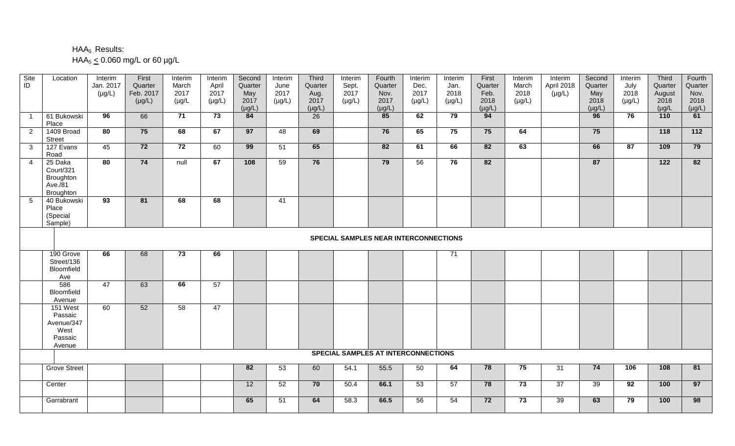$HAA_5$ Results:
$HAA_5 \leq$ 0.060 mg/L or 60 µg/L

| Site ID | Location | Interim Jan. 2017 (µg/L) | First Quarter Feb. 2017 (µg/L) | Interim March 2017 (µg/L | Interim April 2017 (µg/L) | Second Quarter May 2017 (µg/L) | Interim June 2017 (µg/L) | Third Quarter Aug. 2017 (µg/L) | Interim Sept. 2017 (µg/L) | Fourth Quarter Nov. 2017 (µg/L) | Interim Dec. 2017 (µg/L) | Interim Jan. 2018 (µg/L) | First Quarter Feb. 2018 (µg/L) | Interim March 2018 (µg/L) | Interim April 2018 (µg/L) | Second Quarter May 2018 (µg/L) | Interim July 2018 (µg/L) | Third Quarter August 2018 (µg/L | Fourth Quarter Nov. 2018 (µg/L) |
|---|---|---|---|---|---|---|---|---|---|---|---|---|---|---|---|---|---|---|---|
| 1 | 61 Bukowski Place | **96** | 66 | **71** | **73** | **84** | | 26 | | **85** | **62** | **79** | **94** | | | **96** | **76** | **110** | **61** |
| 2 | 1409 Broad Street | **80** | **75** | **68** | **67** | **97** | 48 | **69** | | **76** | **65** | **75** | **75** | **64** | | **75** | | **118** | **112** |
| 3 | 127 Evans Road | 45 | **72** | **72** | 60 | **99** | 51 | **65** | | **82** | **61** | **66** | **82** | **63** | | **66** | **87** | **109** | **79** |
| 4 | 25 Daka Court/321 Broughton Ave./81 Broughton | **80** | **74** | null | **67** | **108** | 59 | **76** | | **79** | 56 | **76** | **82** | | | **87** | | **122** | **82** |
| 5 | 40 Bukowski Place (Special Sample) | **93** | **81** | **68** | **68** | | 41 | | | | | | | | | | | | |
| | **SPECIAL SAMPLES NEAR INTERCONNECTIONS** | | | | | | | | | | | | | | | | | | |
| | 190 Grove Street/136 Bloomfield Ave | **66** | 68 | **73** | **66** | | | | | | | 71 | | | | | | | |
| | 586 Bloomfield Avenue | 47 | 63 | **66** | 57 | | | | | | | | | | | | | | |
| | 151 West Passaic Avenue/347 West Passaic Avenue | 60 | 52 | 58 | 47 | | | | | | | | | | | | | | |
| | **SPECIAL SAMPLES AT INTERCONNECTIONS** | | | | | | | | | | | | | | | | | | |
| | Grove Street | | | | | **82** | 53 | 60 | 54.1 | 55.5 | 50 | **64** | **78** | **75** | 31 | **74** | **106** | **108** | **81** |
| | Center | | | | | 12 | 52 | **70** | 50.4 | **66.1** | 53 | 57 | **78** | **73** | 37 | 39 | **92** | **100** | **97** |
| | Garrabrant | | | | | **65** | 51 | **64** | 58.3 | **66.5** | 56 | 54 | **72** | **73** | 39 | **63** | **79** | **100** | **98** |